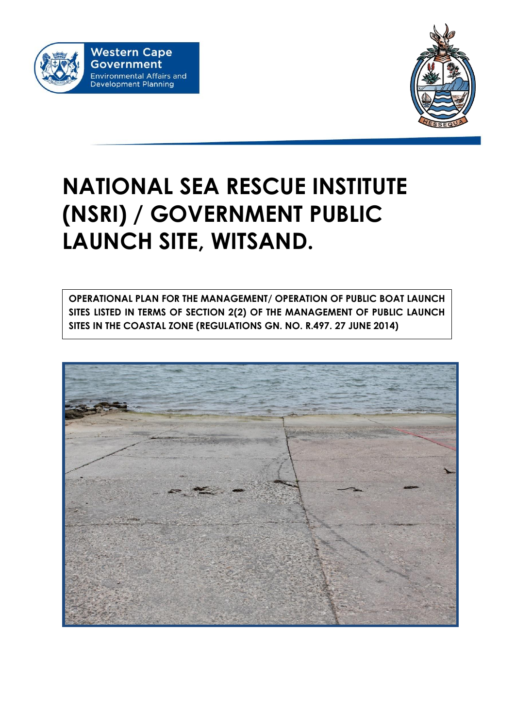Western Cape Government
Environmental Affairs and Development Planning

# NATIONAL SEA RESCUE INSTITUTE (NSRI) / GOVERNMENT PUBLIC LAUNCH SITE, WITSAND.

**OPERATIONAL PLAN FOR THE MANAGEMENT/ OPERATION OF PUBLIC BOAT LAUNCH SITES LISTED IN TERMS OF SECTION 2(2) OF THE MANAGEMENT OF PUBLIC LAUNCH SITES IN THE COASTAL ZONE (REGULATIONS GN. NO. R.497. 27 JUNE 2014)**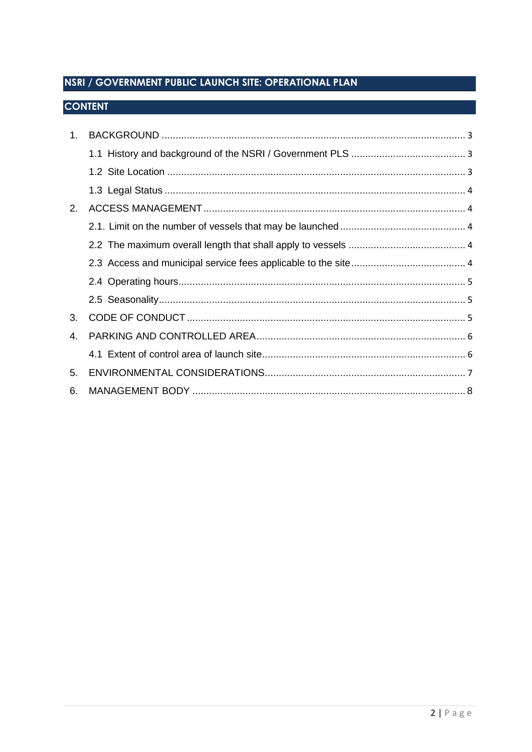## NSRI / GOVERNMENT PUBLIC LAUNCH SITE: OPERATIONAL PLAN

## CONTENT

1. BACKGROUND ........................................................................................................ 3
    - 1.1 History and background of the NSRI / Government PLS ......................................... 3
    - 1.2 Site Location ........................................................................................................ 3
    - 1.3 Legal Status ......................................................................................................... 4
2. ACCESS MANAGEMENT ........................................................................................... 4
    - 2.1. Limit on the number of vessels that may be launched ............................................. 4
    - 2.2 The maximum overall length that shall apply to vessels .......................................... 4
    - 2.3 Access and municipal service fees applicable to the site ......................................... 4
    - 2.4 Operating hours..................................................................................................... 5
    - 2.5 Seasonality............................................................................................................ 5
3. CODE OF CONDUCT ................................................................................................. 5
4. PARKING AND CONTROLLED AREA ......................................................................... 6
    - 4.1 Extent of control area of launch site......................................................................... 6
5. ENVIRONMENTAL CONSIDERATIONS....................................................................... 7
6. MANAGEMENT BODY ............................................................................................... 8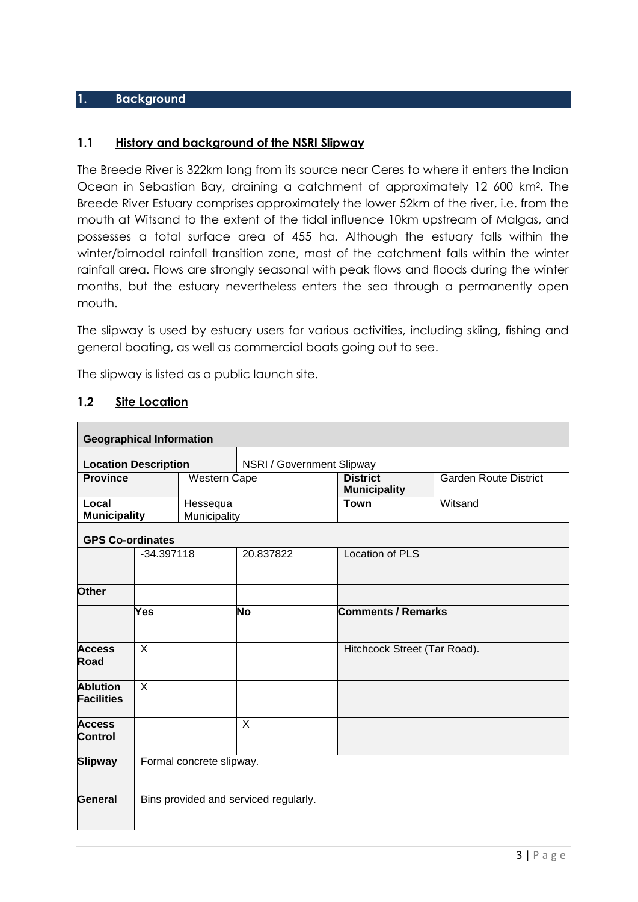## 1. Background

### 1.1 History and background of the NSRI Slipway

The Breede River is 322km long from its source near Ceres to where it enters the Indian Ocean in Sebastian Bay, draining a catchment of approximately 12 600 km$^2$. The Breede River Estuary comprises approximately the lower 52km of the river, i.e. from the mouth at Witsand to the extent of the tidal influence 10km upstream of Malgas, and possesses a total surface area of 455 ha. Although the estuary falls within the winter/bimodal rainfall transition zone, most of the catchment falls within the winter rainfall area. Flows are strongly seasonal with peak flows and floods during the winter months, but the estuary nevertheless enters the sea through a permanently open mouth.

The slipway is used by estuary users for various activities, including skiing, fishing and general boating, as well as commercial boats going out to see.

The slipway is listed as a public launch site.

### 1.2 Site Location

| **Geographical Information** | | | |
|---|---|---|---|
| **Location Description** | NSRI / Government Slipway | | |
| **Province** | Western Cape | **District Municipality** | Garden Route District |
| **Local Municipality** | Hessequa Municipality | **Town** | Witsand |
| **GPS Co-ordinates** | | | |
| -34.397118 | 20.837822 | Location of PLS | |
| **Other** | | | |

| | **Yes** | **No** | **Comments / Remarks** |
|---|---|---|---|
| **Access Road** | X | | Hitchcock Street (Tar Road). |
| **Ablution Facilities** | X | | |
| **Access Control** | | X | |
| **Slipway** | Formal concrete slipway. | | |
| **General** | Bins provided and serviced regularly. | | |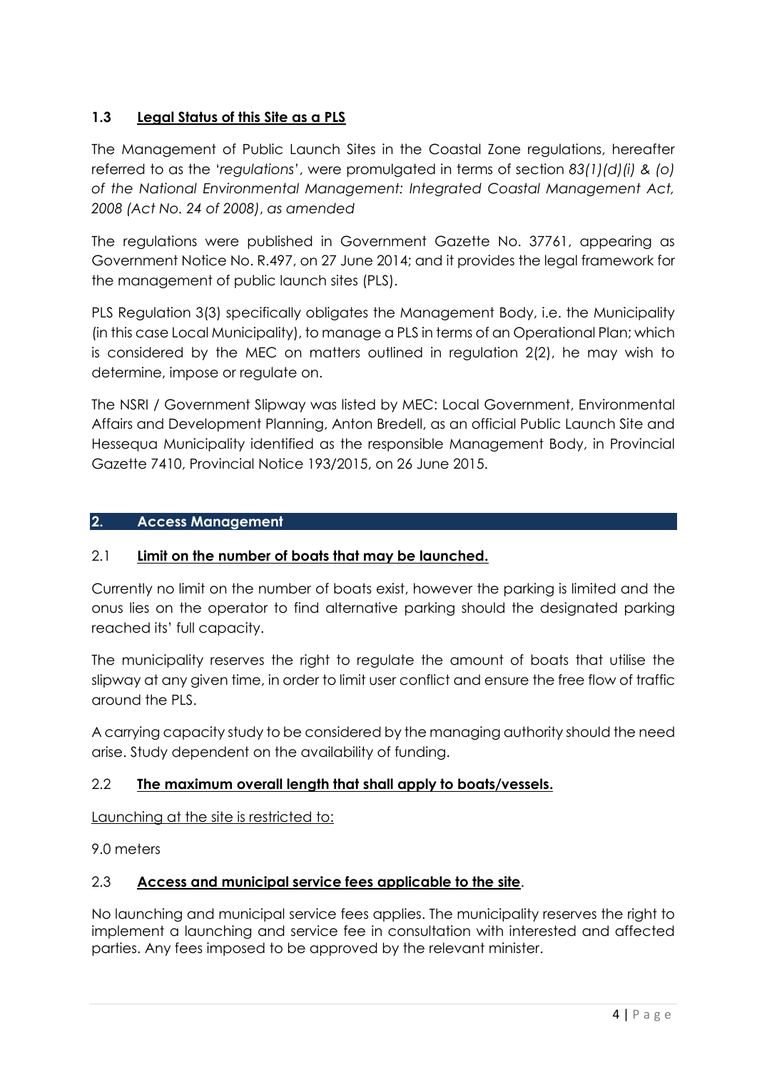### 1.3 **Legal Status of this Site as a PLS**

The Management of Public Launch Sites in the Coastal Zone regulations, hereafter referred to as the '*regulations*', were promulgated in terms of section *83(1)(d)(i) & (o) of the National Environmental Management: Integrated Coastal Management Act, 2008 (Act No. 24 of 2008)*, *as amended*

The regulations were published in Government Gazette No. 37761, appearing as Government Notice No. R.497, on 27 June 2014; and it provides the legal framework for the management of public launch sites (PLS).

PLS Regulation 3(3) specifically obligates the Management Body, i.e. the Municipality (in this case Local Municipality), to manage a PLS in terms of an Operational Plan; which is considered by the MEC on matters outlined in regulation 2(2), he may wish to determine, impose or regulate on.

The NSRI / Government Slipway was listed by MEC: Local Government, Environmental Affairs and Development Planning, Anton Bredell, as an official Public Launch Site and Hessequa Municipality identified as the responsible Management Body, in Provincial Gazette 7410, Provincial Notice 193/2015, on 26 June 2015.

## 2. Access Management

### 2.1 **Limit on the number of boats that may be launched.**

Currently no limit on the number of boats exist, however the parking is limited and the onus lies on the operator to find alternative parking should the designated parking reached its' full capacity.

The municipality reserves the right to regulate the amount of boats that utilise the slipway at any given time, in order to limit user conflict and ensure the free flow of traffic around the PLS.

A carrying capacity study to be considered by the managing authority should the need arise. Study dependent on the availability of funding.

### 2.2 **The maximum overall length that shall apply to boats/vessels.**

Launching at the site is restricted to:

9.0 meters

### 2.3 **Access and municipal service fees applicable to the site**.

No launching and municipal service fees applies. The municipality reserves the right to implement a launching and service fee in consultation with interested and affected parties. Any fees imposed to be approved by the relevant minister.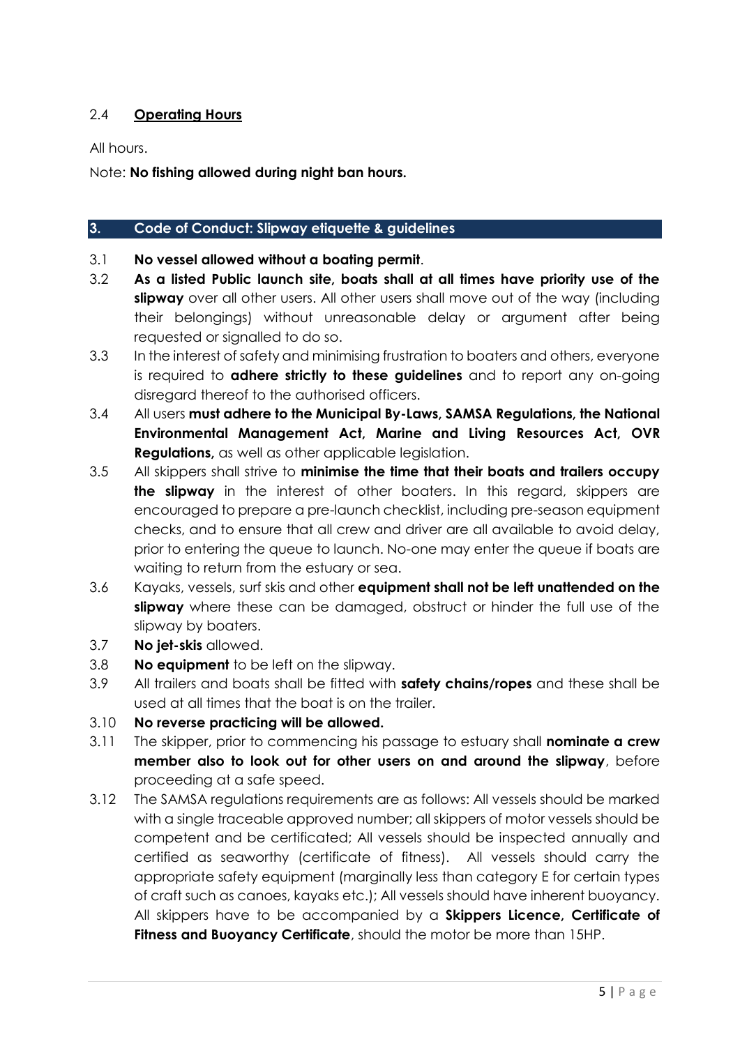### 2.4 **Operating Hours**

All hours.

Note: **No fishing allowed during night ban hours.**

## 3. Code of Conduct: Slipway etiquette & guidelines

3.1 **No vessel allowed without a boating permit**.

3.2 **As a listed Public launch site, boats shall at all times have priority use of the slipway** over all other users. All other users shall move out of the way (including their belongings) without unreasonable delay or argument after being requested or signalled to do so.

3.3 In the interest of safety and minimising frustration to boaters and others, everyone is required to **adhere strictly to these guidelines** and to report any on-going disregard thereof to the authorised officers.

3.4 All users **must adhere to the Municipal By-Laws, SAMSA Regulations, the National Environmental Management Act, Marine and Living Resources Act, OVR Regulations,** as well as other applicable legislation.

3.5 All skippers shall strive to **minimise the time that their boats and trailers occupy the slipway** in the interest of other boaters. In this regard, skippers are encouraged to prepare a pre-launch checklist, including pre-season equipment checks, and to ensure that all crew and driver are all available to avoid delay, prior to entering the queue to launch. No-one may enter the queue if boats are waiting to return from the estuary or sea.

3.6 Kayaks, vessels, surf skis and other **equipment shall not be left unattended on the slipway** where these can be damaged, obstruct or hinder the full use of the slipway by boaters.

3.7 **No jet-skis** allowed.

3.8 **No equipment** to be left on the slipway.

3.9 All trailers and boats shall be fitted with **safety chains/ropes** and these shall be used at all times that the boat is on the trailer.

3.10 **No reverse practicing will be allowed.**

3.11 The skipper, prior to commencing his passage to estuary shall **nominate a crew member also to look out for other users on and around the slipway**, before proceeding at a safe speed.

3.12 The SAMSA regulations requirements are as follows: All vessels should be marked with a single traceable approved number; all skippers of motor vessels should be competent and be certificated; All vessels should be inspected annually and certified as seaworthy (certificate of fitness). All vessels should carry the appropriate safety equipment (marginally less than category E for certain types of craft such as canoes, kayaks etc.); All vessels should have inherent buoyancy. All skippers have to be accompanied by a **Skippers Licence, Certificate of Fitness and Buoyancy Certificate**, should the motor be more than 15HP.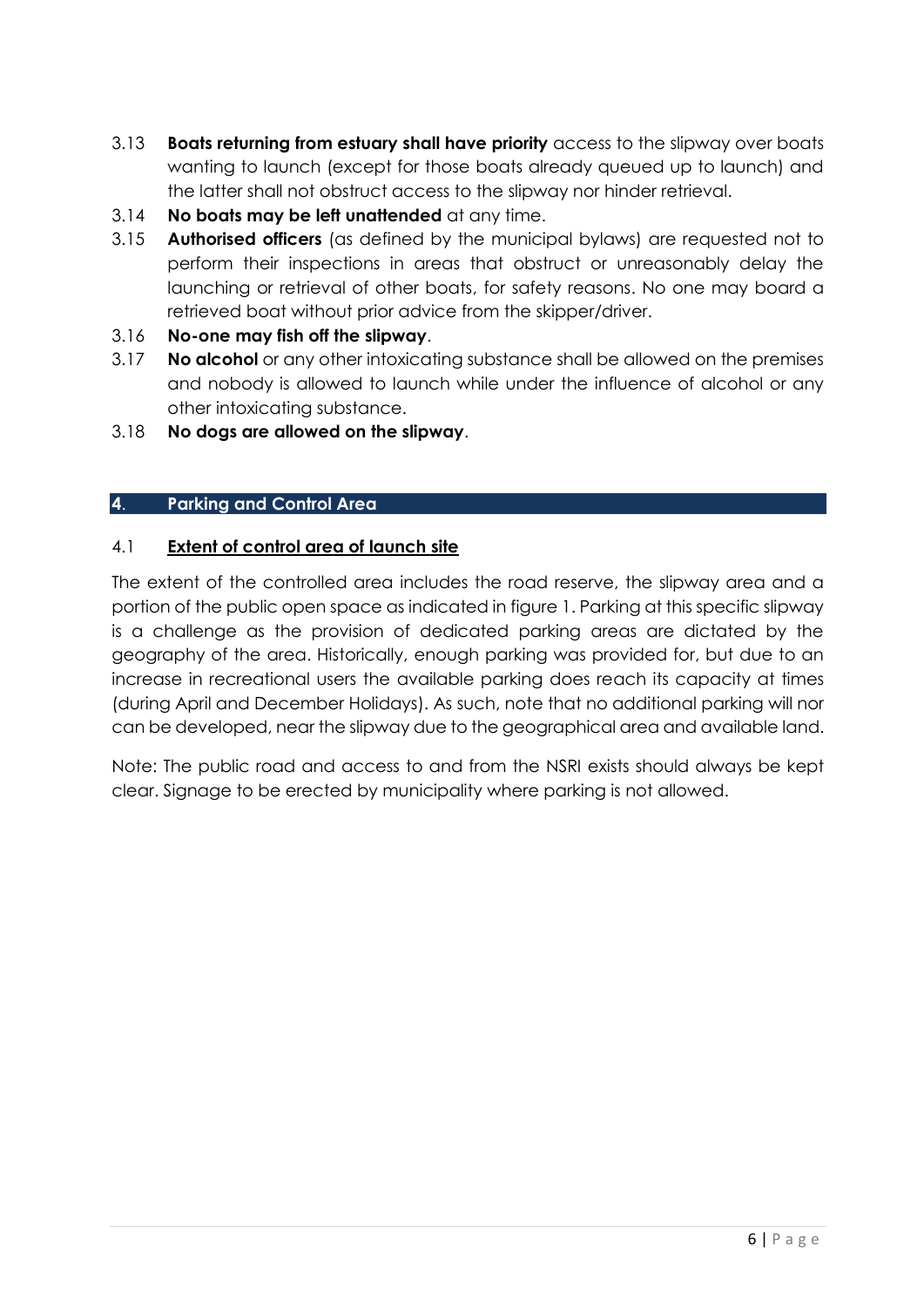3.13 **Boats returning from estuary shall have priority** access to the slipway over boats wanting to launch (except for those boats already queued up to launch) and the latter shall not obstruct access to the slipway nor hinder retrieval.

3.14 **No boats may be left unattended** at any time.

3.15 **Authorised officers** (as defined by the municipal bylaws) are requested not to perform their inspections in areas that obstruct or unreasonably delay the launching or retrieval of other boats, for safety reasons. No one may board a retrieved boat without prior advice from the skipper/driver.

3.16 **No-one may fish off the slipway**.

3.17 **No alcohol** or any other intoxicating substance shall be allowed on the premises and nobody is allowed to launch while under the influence of alcohol or any other intoxicating substance.

3.18 **No dogs are allowed on the slipway**.

## 4. Parking and Control Area

### 4.1 Extent of control area of launch site

The extent of the controlled area includes the road reserve, the slipway area and a portion of the public open space as indicated in figure 1. Parking at this specific slipway is a challenge as the provision of dedicated parking areas are dictated by the geography of the area. Historically, enough parking was provided for, but due to an increase in recreational users the available parking does reach its capacity at times (during April and December Holidays). As such, note that no additional parking will nor can be developed, near the slipway due to the geographical area and available land.

Note: The public road and access to and from the NSRI exists should always be kept clear. Signage to be erected by municipality where parking is not allowed.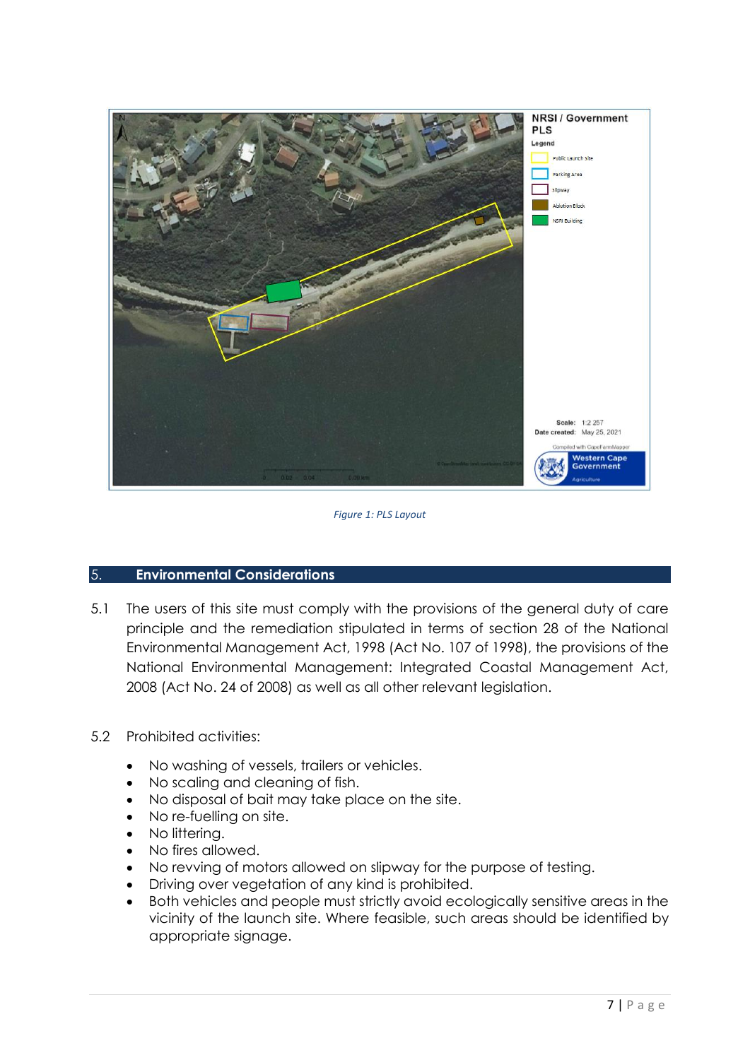*Figure 1: PLS Layout*

## 5. Environmental Considerations

5.1 The users of this site must comply with the provisions of the general duty of care principle and the remediation stipulated in terms of section 28 of the National Environmental Management Act, 1998 (Act No. 107 of 1998), the provisions of the National Environmental Management: Integrated Coastal Management Act, 2008 (Act No. 24 of 2008) as well as all other relevant legislation.

5.2 Prohibited activities:

- No washing of vessels, trailers or vehicles.
- No scaling and cleaning of fish.
- No disposal of bait may take place on the site.
- No re-fuelling on site.
- No littering.
- No fires allowed.
- No revving of motors allowed on slipway for the purpose of testing.
- Driving over vegetation of any kind is prohibited.
- Both vehicles and people must strictly avoid ecologically sensitive areas in the vicinity of the launch site. Where feasible, such areas should be identified by appropriate signage.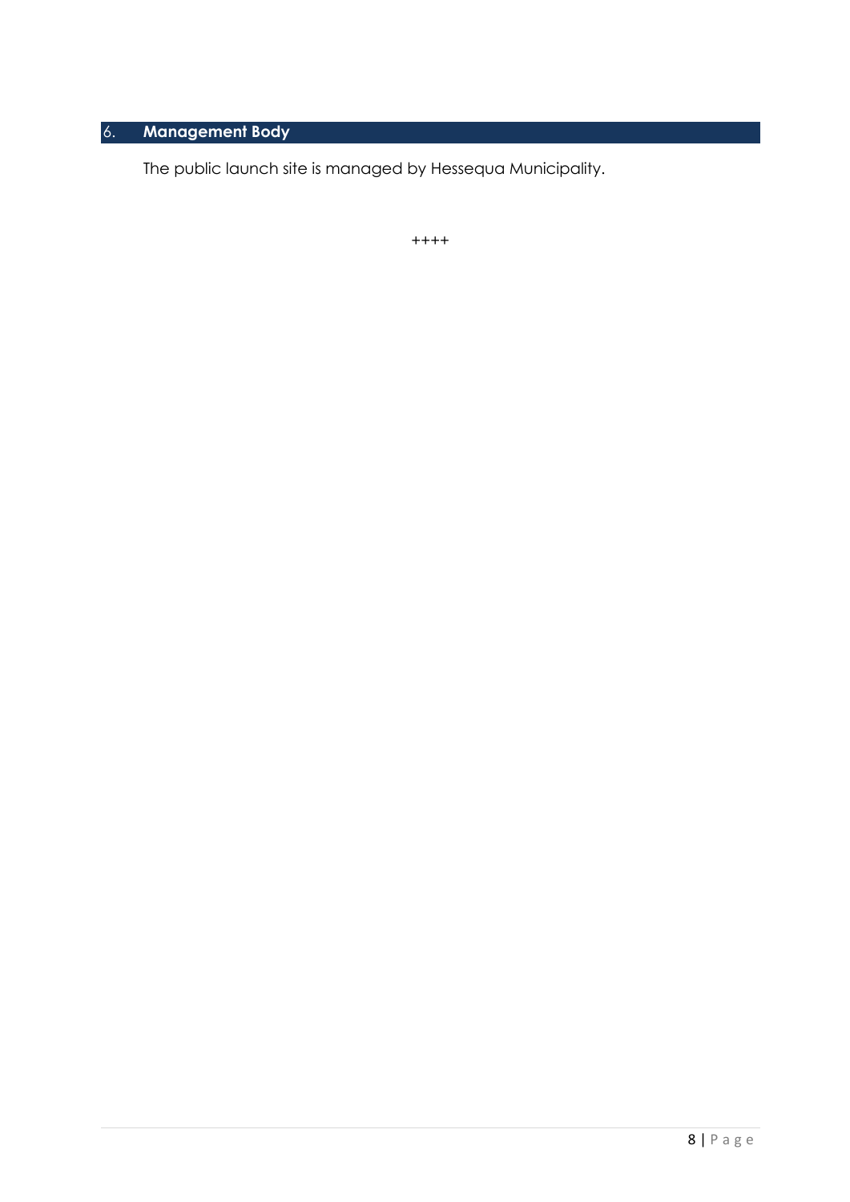## 6. Management Body

The public launch site is managed by Hessequa Municipality.

++++